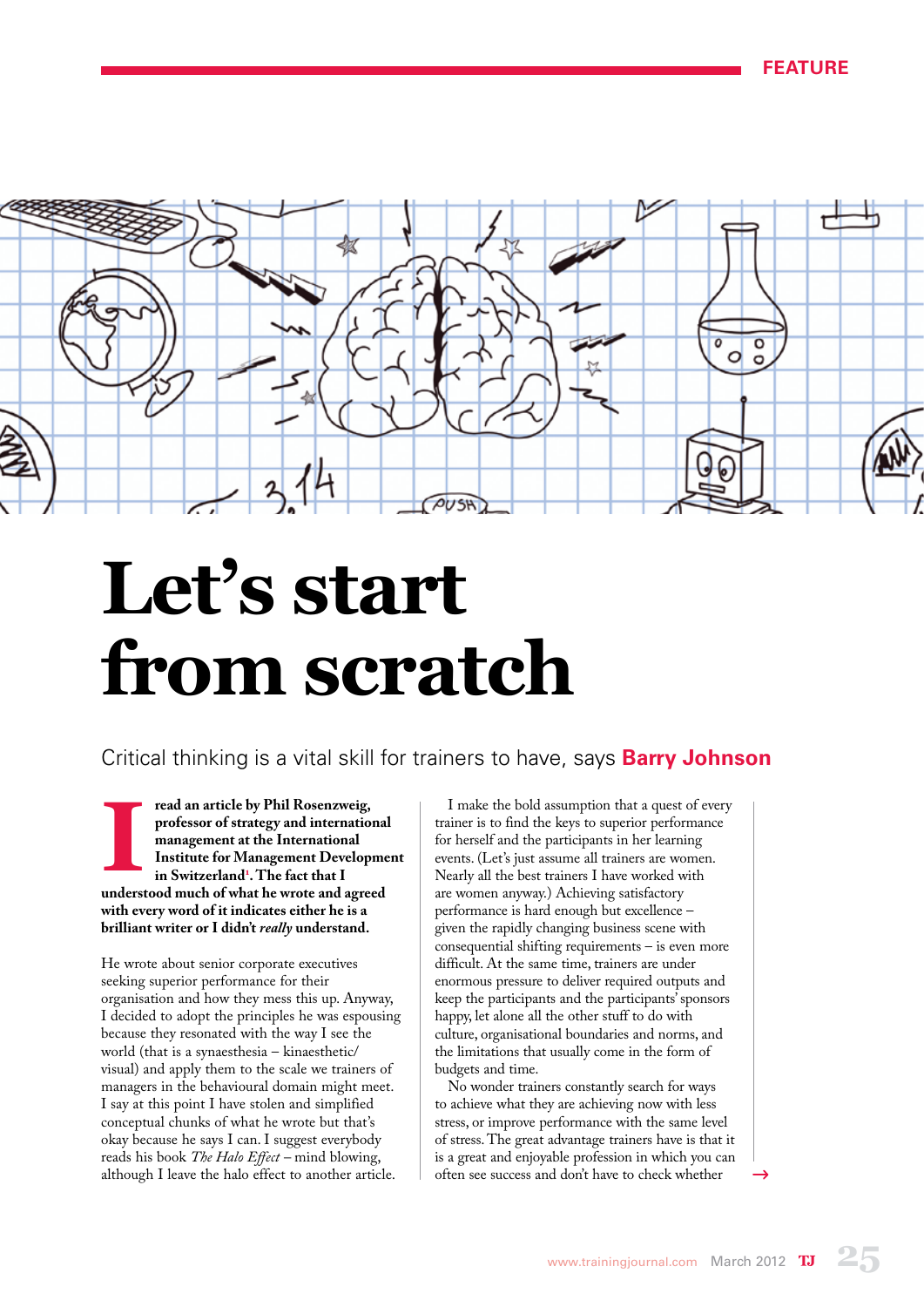FEATURE

# Let's start from scratch

Critical thinking is a vital skill for trainers to have, says **Barry Johnson**

**I read an article by Phil Rosenzweig, professor of strategy and international management at the International Institute for Management Development in Switzerland[1]. The fact that I understood much of what he wrote and agreed with every word of it indicates either he is a brilliant writer or I didn't *really* understand.**

He wrote about senior corporate executives seeking superior performance for their organisation and how they mess this up. Anyway, I decided to adopt the principles he was espousing because they resonated with the way I see the world (that is a synaesthesia – kinaesthetic/visual) and apply them to the scale we trainers of managers in the behavioural domain might meet. I say at this point I have stolen and simplified conceptual chunks of what he wrote but that's okay because he says I can. I suggest everybody reads his book *The Halo Effect* – mind blowing, although I leave the halo effect to another article.

I make the bold assumption that a quest of every trainer is to find the keys to superior performance for herself and the participants in her learning events. (Let's just assume all trainers are women. Nearly all the best trainers I have worked with are women anyway.) Achieving satisfactory performance is hard enough but excellence – given the rapidly changing business scene with consequential shifting requirements – is even more difficult. At the same time, trainers are under enormous pressure to deliver required outputs and keep the participants and the participants' sponsors happy, let alone all the other stuff to do with culture, organisational boundaries and norms, and the limitations that usually come in the form of budgets and time.

No wonder trainers constantly search for ways to achieve what they are achieving now with less stress, or improve performance with the same level of stress. The great advantage trainers have is that it is a great and enjoyable profession in which you can often see success and don't have to check whether →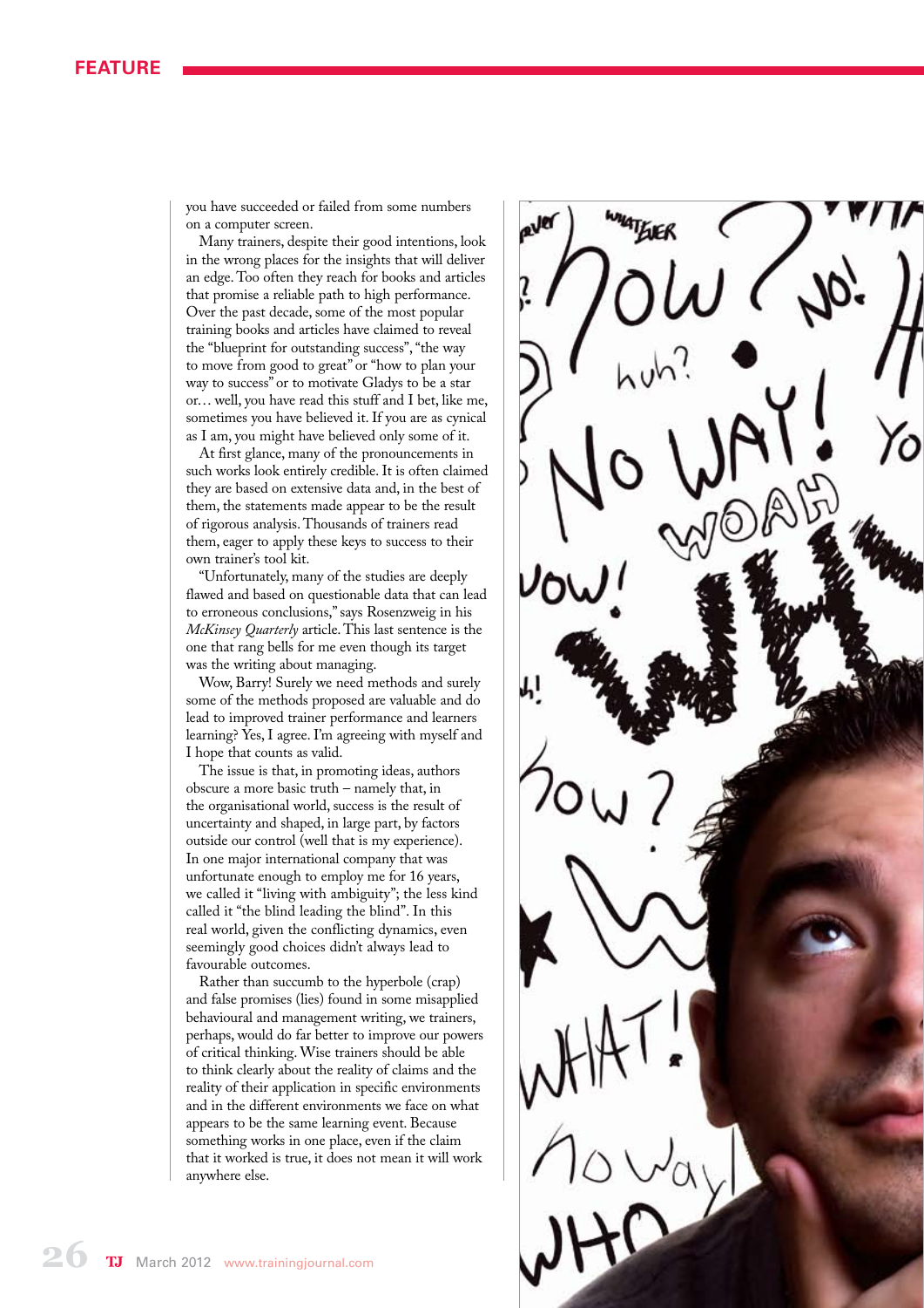you have succeeded or failed from some numbers on a computer screen.

Many trainers, despite their good intentions, look in the wrong places for the insights that will deliver an edge. Too often they reach for books and articles that promise a reliable path to high performance. Over the past decade, some of the most popular training books and articles have claimed to reveal the "blueprint for outstanding success", "the way to move from good to great" or "how to plan your way to success" or to motivate Gladys to be a star or… well, you have read this stuff and I bet, like me, sometimes you have believed it. If you are as cynical as I am, you might have believed only some of it.

At first glance, many of the pronouncements in such works look entirely credible. It is often claimed they are based on extensive data and, in the best of them, the statements made appear to be the result of rigorous analysis. Thousands of trainers read them, eager to apply these keys to success to their own trainer's tool kit.

"Unfortunately, many of the studies are deeply flawed and based on questionable data that can lead to erroneous conclusions," says Rosenzweig in his *McKinsey Quarterly* article. This last sentence is the one that rang bells for me even though its target was the writing about managing.

Wow, Barry! Surely we need methods and surely some of the methods proposed are valuable and do lead to improved trainer performance and learners learning? Yes, I agree. I'm agreeing with myself and I hope that counts as valid.

The issue is that, in promoting ideas, authors obscure a more basic truth – namely that, in the organisational world, success is the result of uncertainty and shaped, in large part, by factors outside our control (well that is my experience). In one major international company that was unfortunate enough to employ me for 16 years, we called it "living with ambiguity"; the less kind called it "the blind leading the blind". In this real world, given the conflicting dynamics, even seemingly good choices didn't always lead to favourable outcomes.

Rather than succumb to the hyperbole (crap) and false promises (lies) found in some misapplied behavioural and management writing, we trainers, perhaps, would do far better to improve our powers of critical thinking. Wise trainers should be able to think clearly about the reality of claims and the reality of their application in specific environments and in the different environments we face on what appears to be the same learning event. Because something works in one place, even if the claim that it worked is true, it does not mean it will work anywhere else.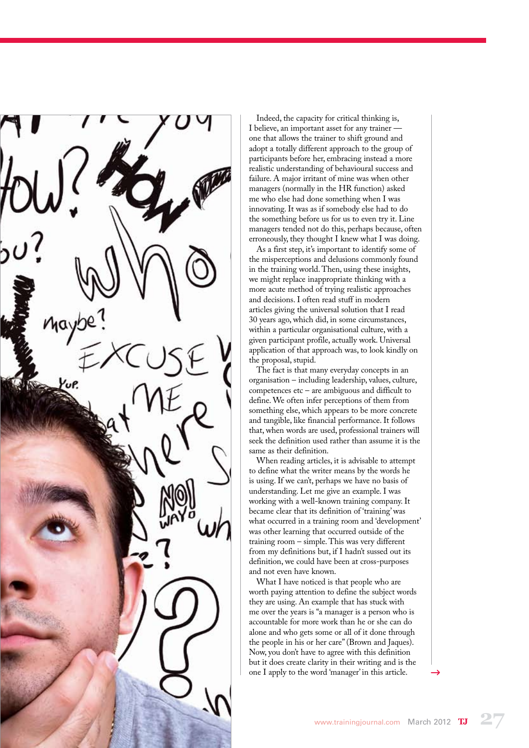Indeed, the capacity for critical thinking is, I believe, an important asset for any trainer — one that allows the trainer to shift ground and adopt a totally different approach to the group of participants before her, embracing instead a more realistic understanding of behavioural success and failure. A major irritant of mine was when other managers (normally in the HR function) asked me who else had done something when I was innovating. It was as if somebody else had to do the something before us for us to even try it. Line managers tended not do this, perhaps because, often erroneously, they thought I knew what I was doing.

As a first step, it's important to identify some of the misperceptions and delusions commonly found in the training world. Then, using these insights, we might replace inappropriate thinking with a more acute method of trying realistic approaches and decisions. I often read stuff in modern articles giving the universal solution that I read 30 years ago, which did, in some circumstances, within a particular organisational culture, with a given participant profile, actually work. Universal application of that approach was, to look kindly on the proposal, stupid.

The fact is that many everyday concepts in an organisation – including leadership, values, culture, competences etc – are ambiguous and difficult to define. We often infer perceptions of them from something else, which appears to be more concrete and tangible, like financial performance. It follows that, when words are used, professional trainers will seek the definition used rather than assume it is the same as their definition.

When reading articles, it is advisable to attempt to define what the writer means by the words he is using. If we can't, perhaps we have no basis of understanding. Let me give an example. I was working with a well-known training company. It became clear that its definition of 'training' was what occurred in a training room and 'development' was other learning that occurred outside of the training room – simple. This was very different from my definitions but, if I hadn't sussed out its definition, we could have been at cross-purposes and not even have known.

What I have noticed is that people who are worth paying attention to define the subject words they are using. An example that has stuck with me over the years is "a manager is a person who is accountable for more work than he or she can do alone and who gets some or all of it done through the people in his or her care" (Brown and Jaques). Now, you don't have to agree with this definition but it does create clarity in their writing and is the one I apply to the word 'manager' in this article.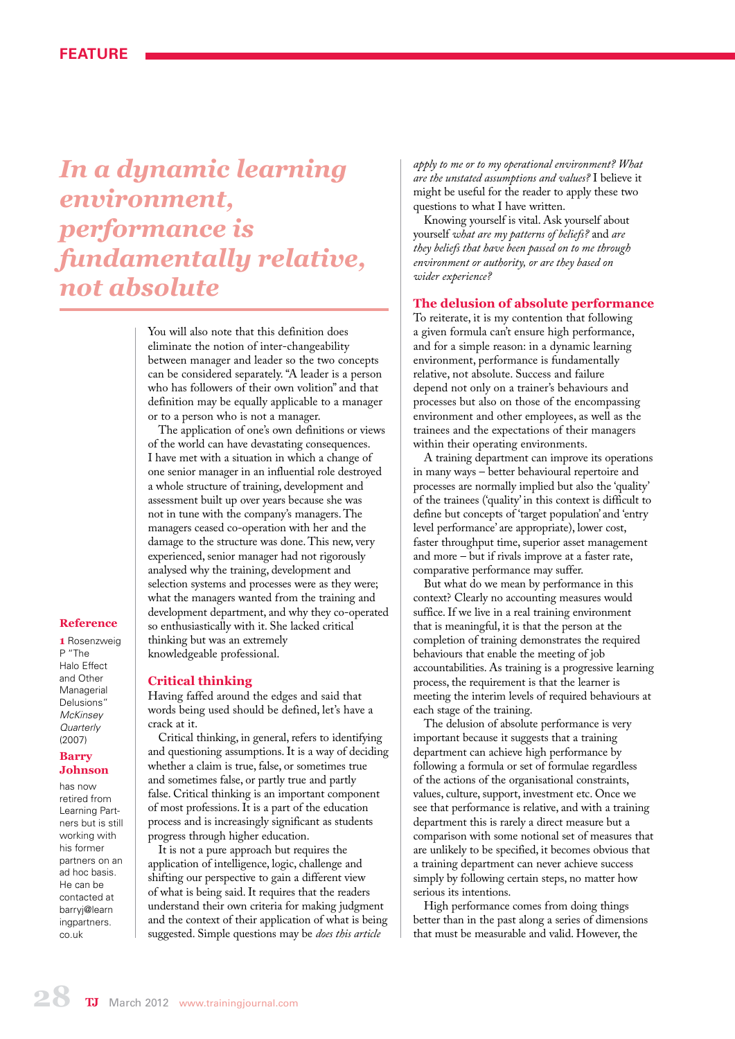# In a dynamic learning environment, performance is fundamentally relative, not absolute

You will also note that this definition does eliminate the notion of inter-changeability between manager and leader so the two concepts can be considered separately. "A leader is a person who has followers of their own volition" and that definition may be equally applicable to a manager or to a person who is not a manager.

The application of one's own definitions or views of the world can have devastating consequences. I have met with a situation in which a change of one senior manager in an influential role destroyed a whole structure of training, development and assessment built up over years because she was not in tune with the company's managers. The managers ceased co-operation with her and the damage to the structure was done. This new, very experienced, senior manager had not rigorously analysed why the training, development and selection systems and processes were as they were; what the managers wanted from the training and development department, and why they co-operated so enthusiastically with it. She lacked critical thinking but was an extremely knowledgeable professional.

## Critical thinking

Having faffed around the edges and said that words being used should be defined, let's have a crack at it.

Critical thinking, in general, refers to identifying and questioning assumptions. It is a way of deciding whether a claim is true, false, or sometimes true and sometimes false, or partly true and partly false. Critical thinking is an important component of most professions. It is a part of the education process and is increasingly significant as students progress through higher education.

It is not a pure approach but requires the application of intelligence, logic, challenge and shifting our perspective to gain a different view of what is being said. It requires that the readers understand their own criteria for making judgment and the context of their application of what is being suggested. Simple questions may be *does this article apply to me or to my operational environment? What are the unstated assumptions and values?* I believe it might be useful for the reader to apply these two questions to what I have written.

Knowing yourself is vital. Ask yourself about yourself *what are my patterns of beliefs?* and *are they beliefs that have been passed on to me through environment or authority, or are they based on wider experience?*

## The delusion of absolute performance

To reiterate, it is my contention that following a given formula can't ensure high performance, and for a simple reason: in a dynamic learning environment, performance is fundamentally relative, not absolute. Success and failure depend not only on a trainer's behaviours and processes but also on those of the encompassing environment and other employees, as well as the trainees and the expectations of their managers within their operating environments.

A training department can improve its operations in many ways – better behavioural repertoire and processes are normally implied but also the 'quality' of the trainees ('quality' in this context is difficult to define but concepts of 'target population' and 'entry level performance' are appropriate), lower cost, faster throughput time, superior asset management and more – but if rivals improve at a faster rate, comparative performance may suffer.

But what do we mean by performance in this context? Clearly no accounting measures would suffice. If we live in a real training environment that is meaningful, it is that the person at the completion of training demonstrates the required behaviours that enable the meeting of job accountabilities. As training is a progressive learning process, the requirement is that the learner is meeting the interim levels of required behaviours at each stage of the training.

The delusion of absolute performance is very important because it suggests that a training department can achieve high performance by following a formula or set of formulae regardless of the actions of the organisational constraints, values, culture, support, investment etc. Once we see that performance is relative, and with a training department this is rarely a direct measure but a comparison with some notional set of measures that are unlikely to be specified, it becomes obvious that a training department can never achieve success simply by following certain steps, no matter how serious its intentions.

High performance comes from doing things better than in the past along a series of dimensions that must be measurable and valid. However, the

### Reference

1 Rosenzweig P "The Halo Effect and Other Managerial Delusions" *McKinsey Quarterly* (2007)

### Barry Johnson

has now retired from Learning Partners but is still working with his former partners on an ad hoc basis. He can be contacted at barryj@learningpartners.co.uk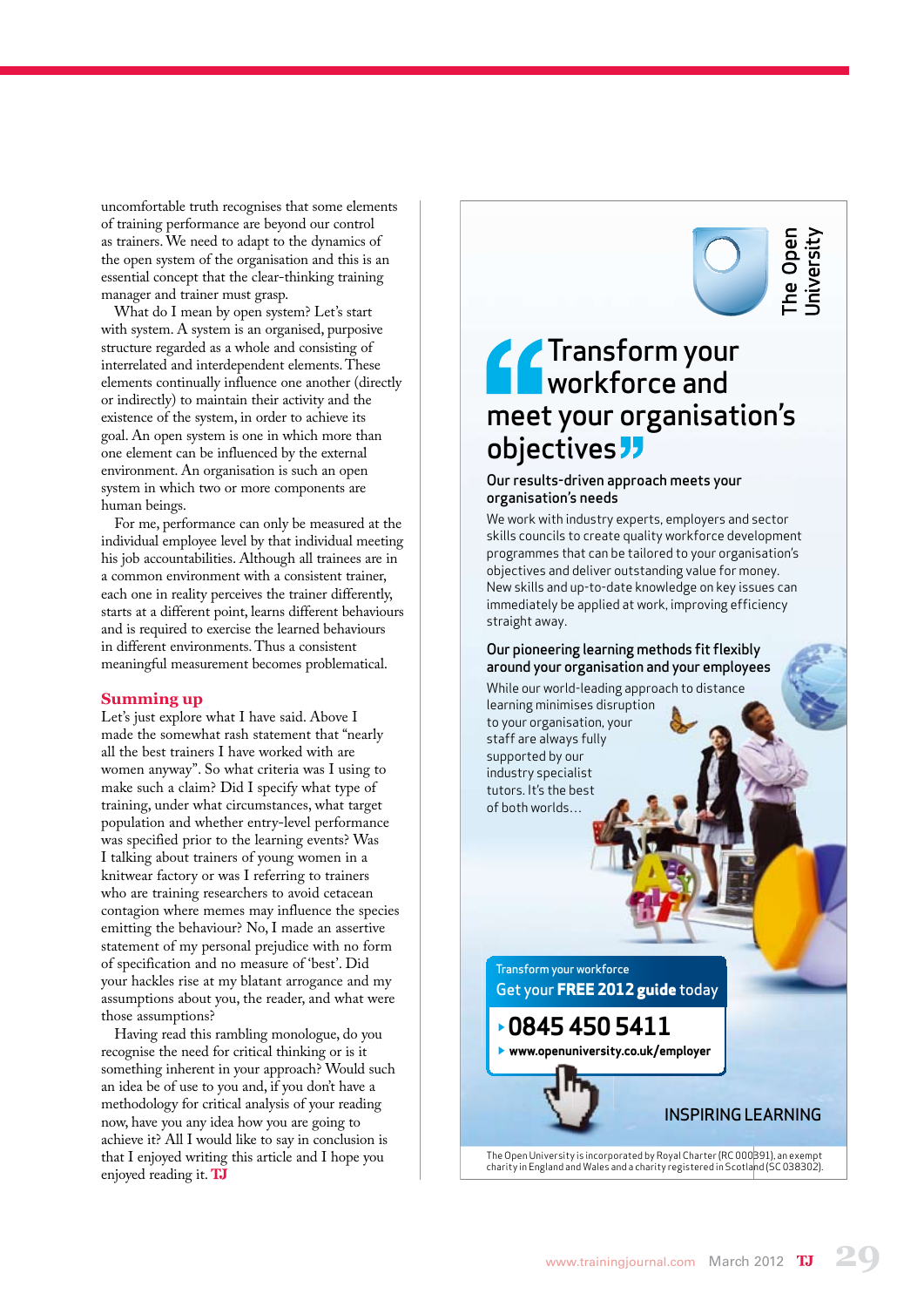uncomfortable truth recognises that some elements of training performance are beyond our control as trainers. We need to adapt to the dynamics of the open system of the organisation and this is an essential concept that the clear-thinking training manager and trainer must grasp.

What do I mean by open system? Let's start with system. A system is an organised, purposive structure regarded as a whole and consisting of interrelated and interdependent elements. These elements continually influence one another (directly or indirectly) to maintain their activity and the existence of the system, in order to achieve its goal. An open system is one in which more than one element can be influenced by the external environment. An organisation is such an open system in which two or more components are human beings.

For me, performance can only be measured at the individual employee level by that individual meeting his job accountabilities. Although all trainees are in a common environment with a consistent trainer, each one in reality perceives the trainer differently, starts at a different point, learns different behaviours and is required to exercise the learned behaviours in different environments. Thus a consistent meaningful measurement becomes problematical.

## Summing up

Let's just explore what I have said. Above I made the somewhat rash statement that "nearly all the best trainers I have worked with are women anyway". So what criteria was I using to make such a claim? Did I specify what type of training, under what circumstances, what target population and whether entry-level performance was specified prior to the learning events? Was I talking about trainers of young women in a knitwear factory or was I referring to trainers who are training researchers to avoid cetacean contagion where memes may influence the species emitting the behaviour? No, I made an assertive statement of my personal prejudice with no form of specification and no measure of 'best'. Did your hackles rise at my blatant arrogance and my assumptions about you, the reader, and what were those assumptions?

Having read this rambling monologue, do you recognise the need for critical thinking or is it something inherent in your approach? Would such an idea be of use to you and, if you don't have a methodology for critical analysis of your reading now, have you any idea how you are going to achieve it? All I would like to say in conclusion is that I enjoyed writing this article and I hope you enjoyed reading it. **TJ**

---

The Open University

# "Transform your workforce and meet your organisation's objectives"

### Our results-driven approach meets your organisation's needs

We work with industry experts, employers and sector skills councils to create quality workforce development programmes that can be tailored to your organisation's objectives and deliver outstanding value for money. New skills and up-to-date knowledge on key issues can immediately be applied at work, improving efficiency straight away.

### Our pioneering learning methods fit flexibly around your organisation and your employees

While our world-leading approach to distance learning minimises disruption to your organisation, your staff are always fully supported by our industry specialist tutors. It's the best of both worlds…

Transform your workforce

Get your **FREE 2012 guide** today

**0845 450 5411**

**www.openuniversity.co.uk/employer**

INSPIRING LEARNING

The Open University is incorporated by Royal Charter (RC 000391), an exempt charity in England and Wales and a charity registered in Scotland (SC 038302).